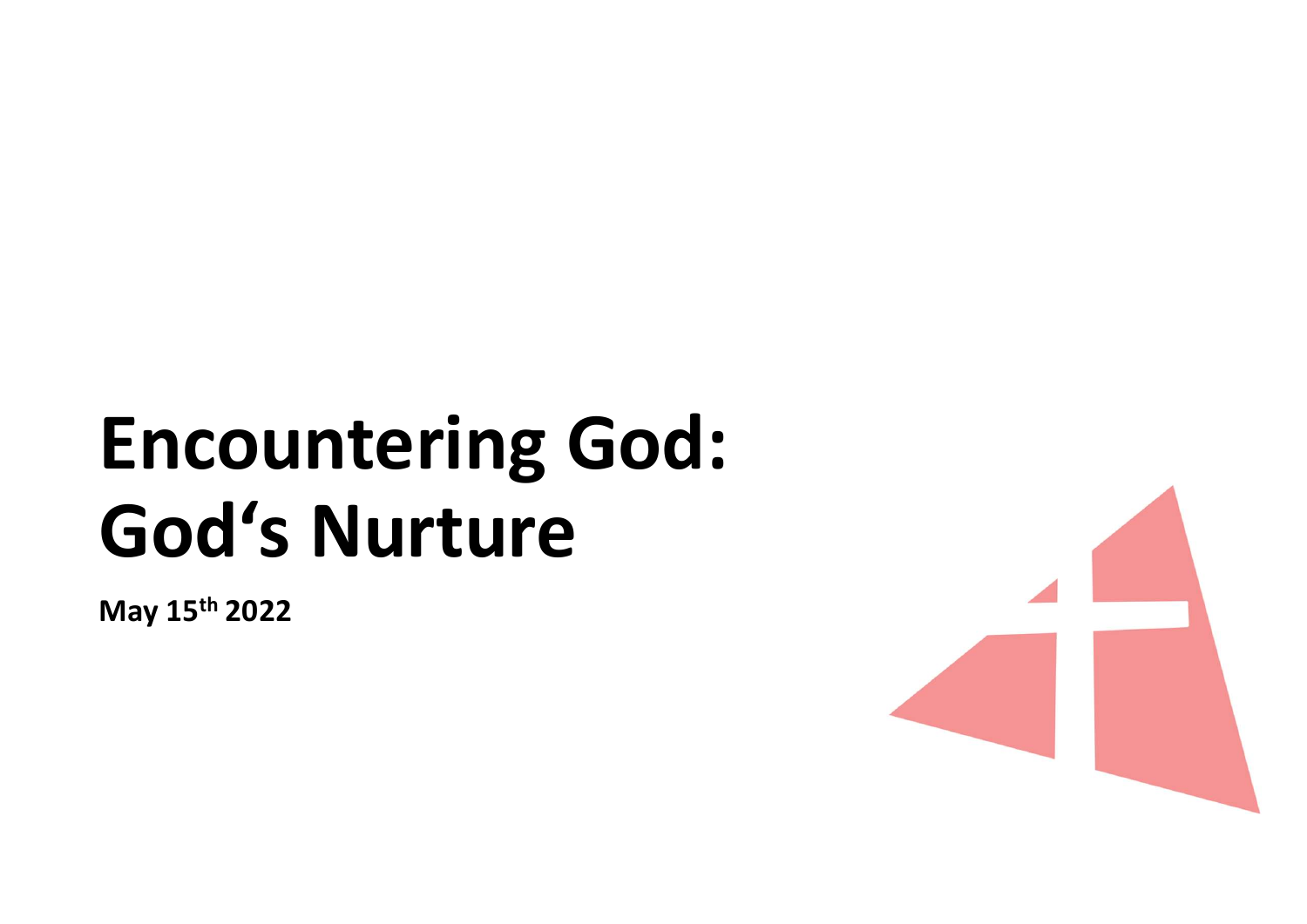# Encountering God: God‘s Nurture

**May 15th 2022**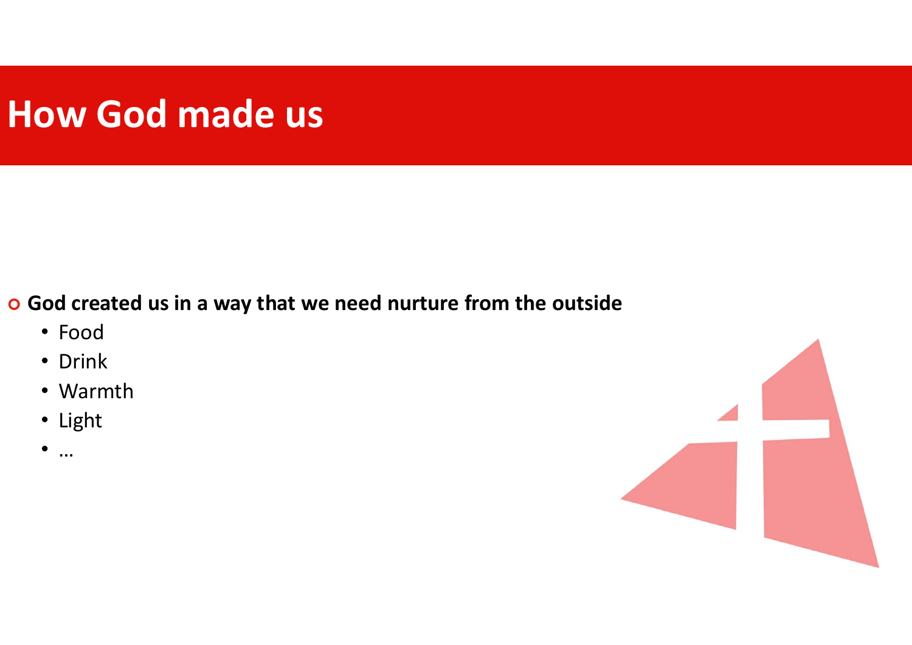# How God made us

- **God created us in a way that we need nurture from the outside**
  - Food
  - Drink
  - Warmth
  - Light
  - …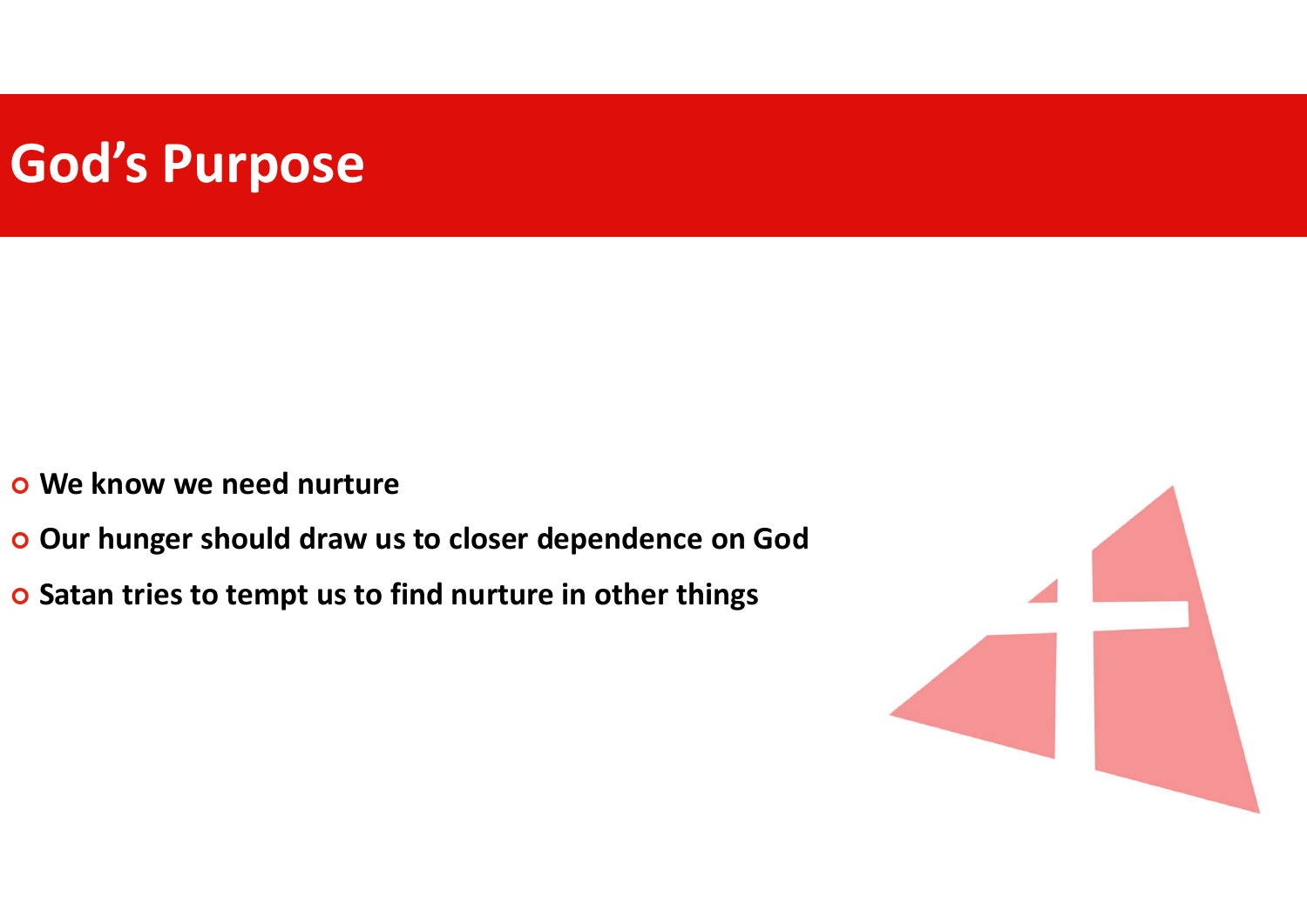# God's Purpose

- **We know we need nurture**
- **Our hunger should draw us to closer dependence on God**
- **Satan tries to tempt us to find nurture in other things**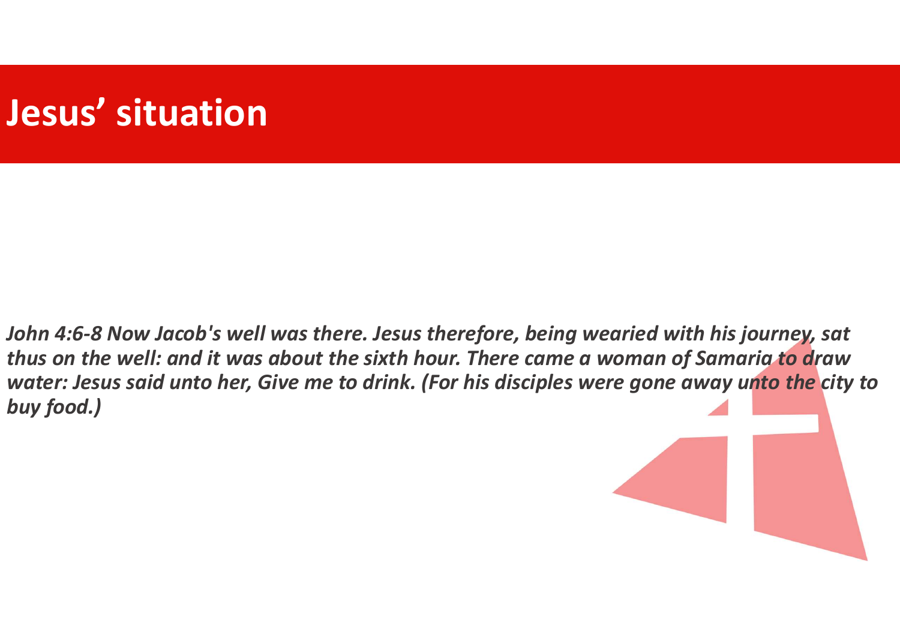# Jesus' situation

***John 4:6-8 Now Jacob's well was there. Jesus therefore, being wearied with his journey, sat thus on the well: and it was about the sixth hour. There came a woman of Samaria to draw water: Jesus said unto her, Give me to drink. (For his disciples were gone away unto the city to buy food.)***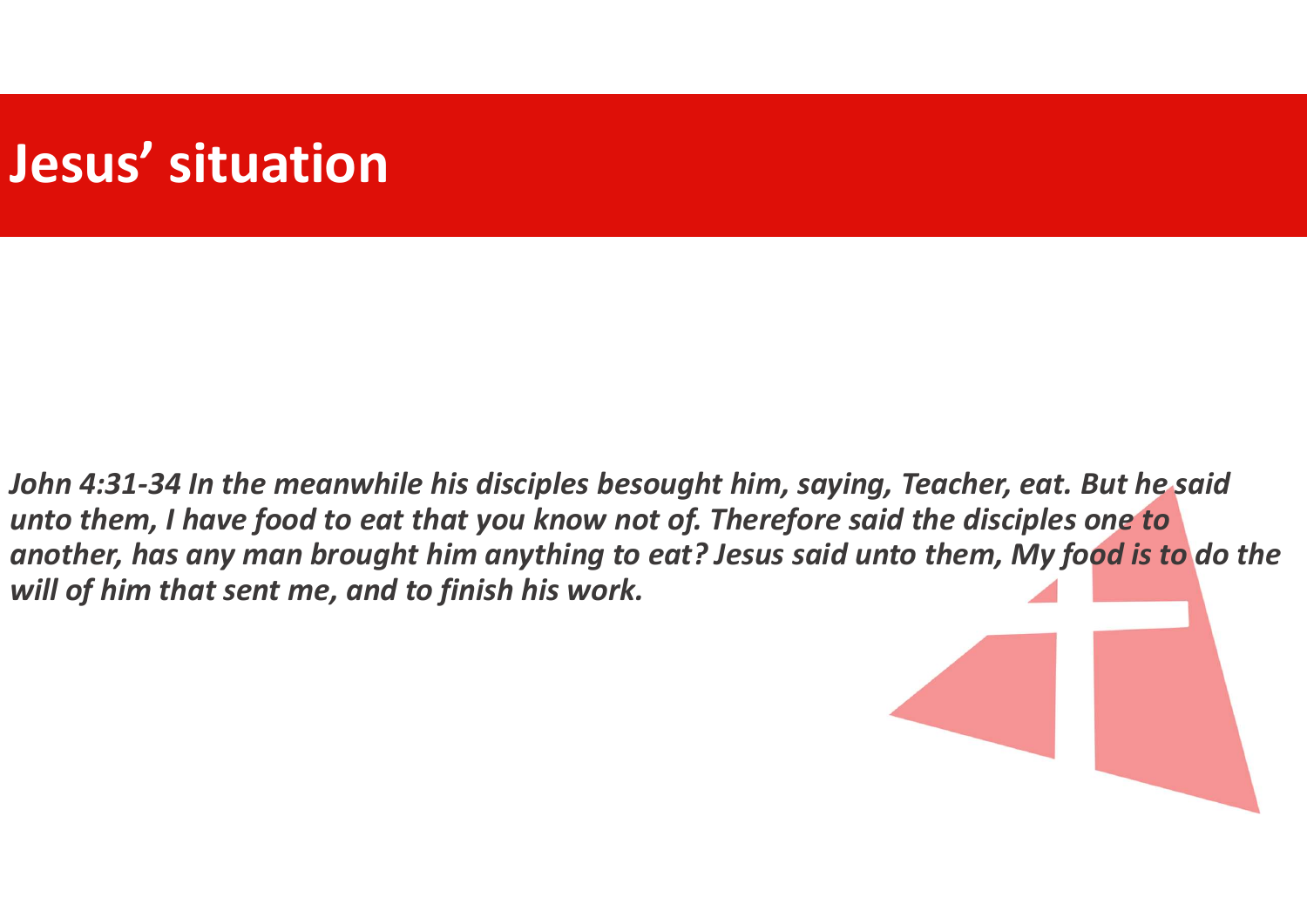# Jesus' situation

***John 4:31-34 In the meanwhile his disciples besought him, saying, Teacher, eat. But he said unto them, I have food to eat that you know not of. Therefore said the disciples one to another, has any man brought him anything to eat? Jesus said unto them, My food is to do the will of him that sent me, and to finish his work.***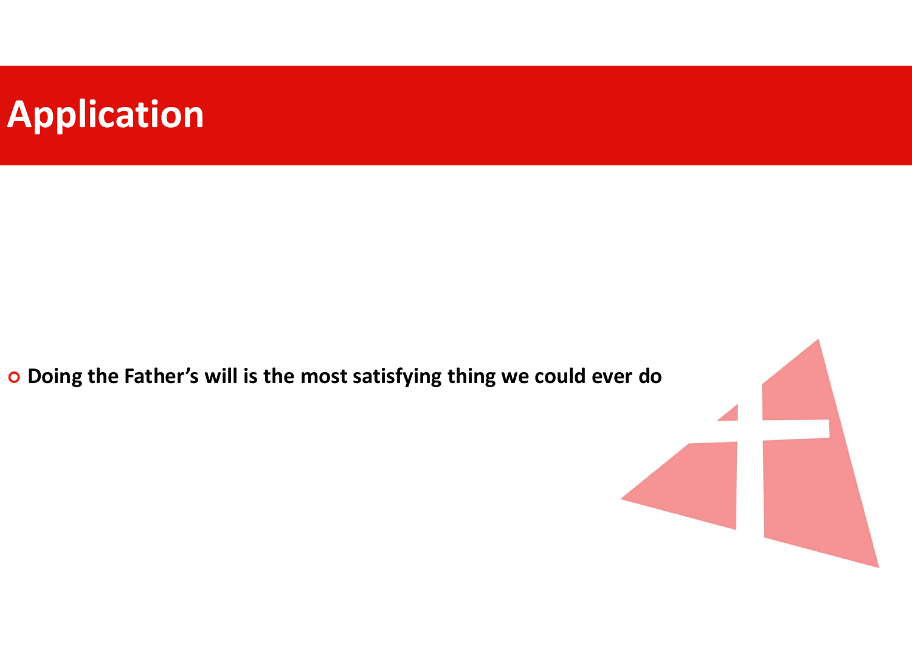# Application

- **Doing the Father's will is the most satisfying thing we could ever do**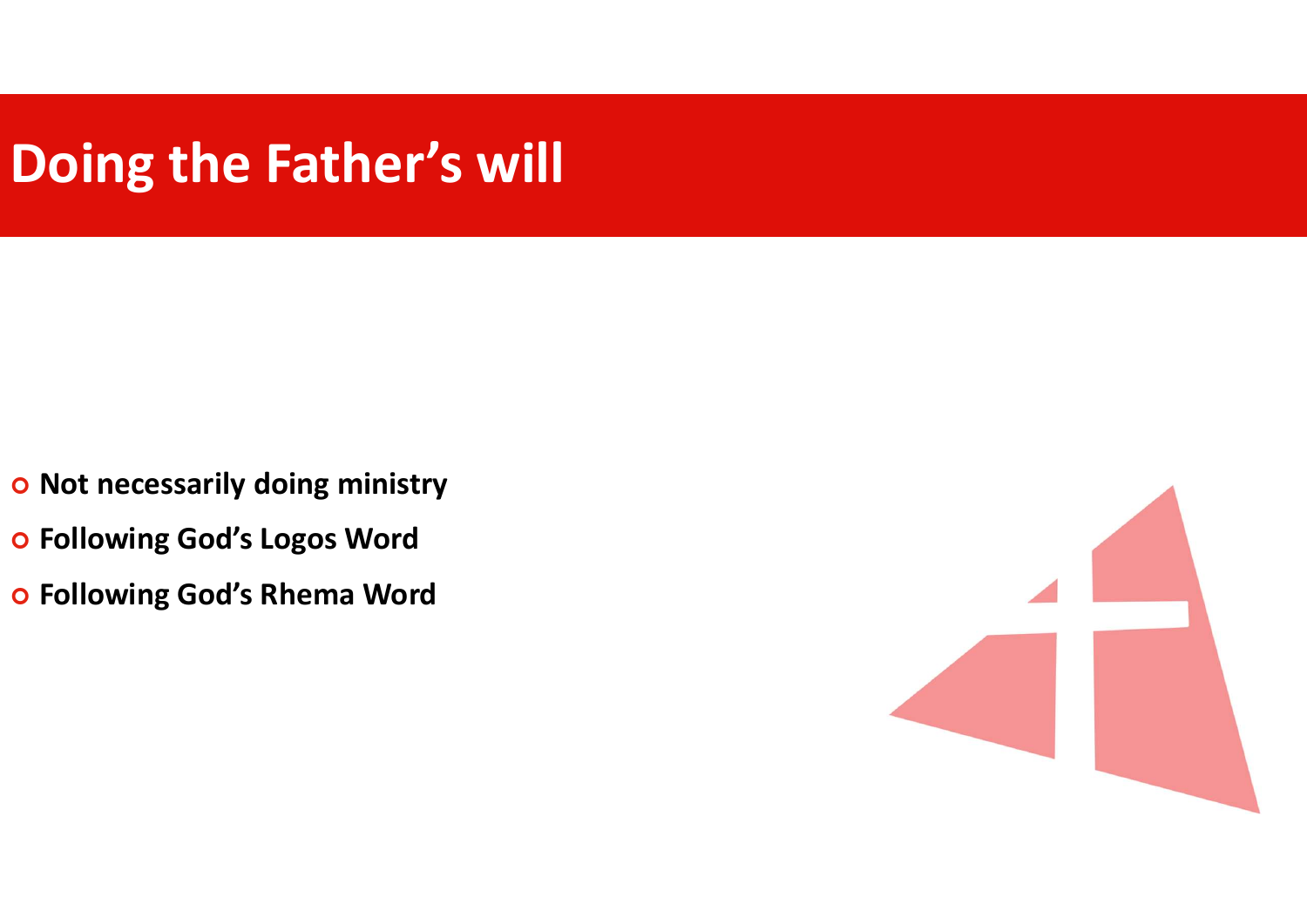# Doing the Father's will

- **Not necessarily doing ministry**
- **Following God's Logos Word**
- **Following God's Rhema Word**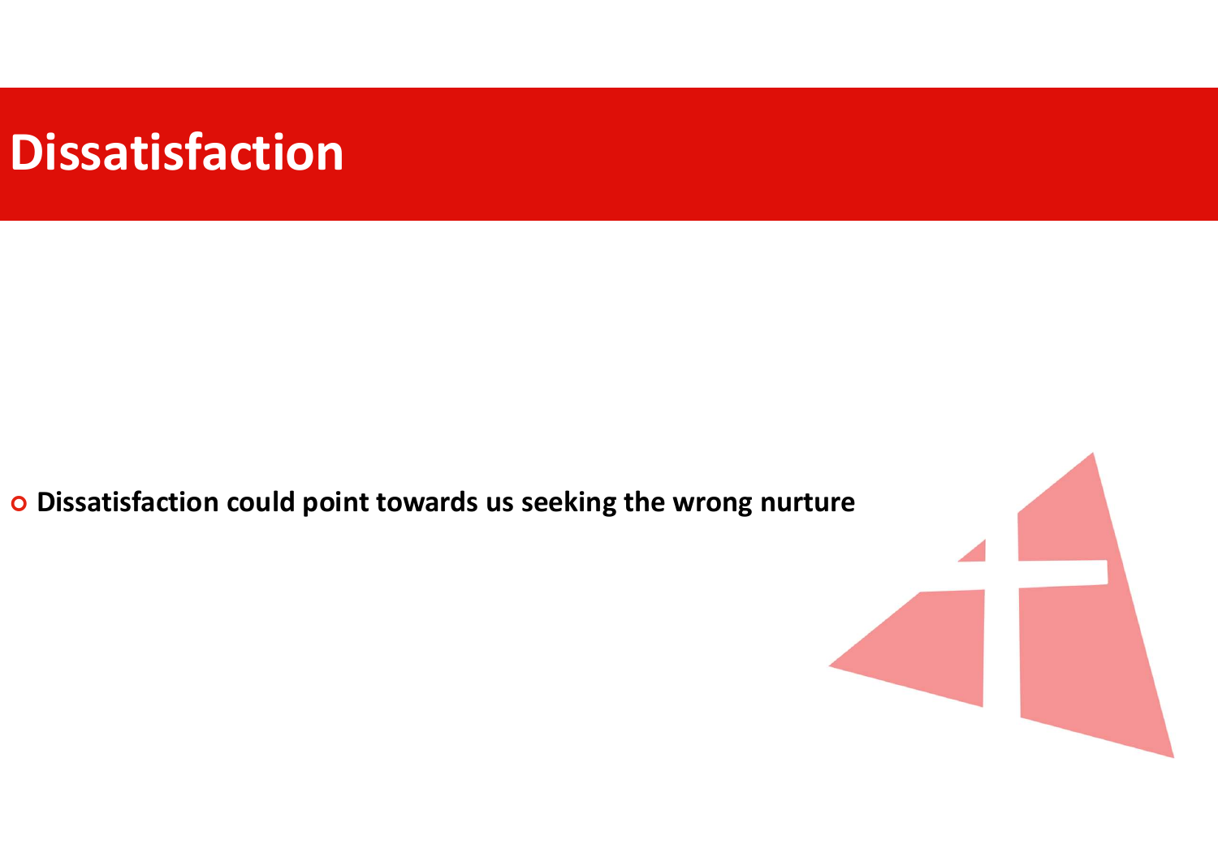# Dissatisfaction

- **Dissatisfaction could point towards us seeking the wrong nurture**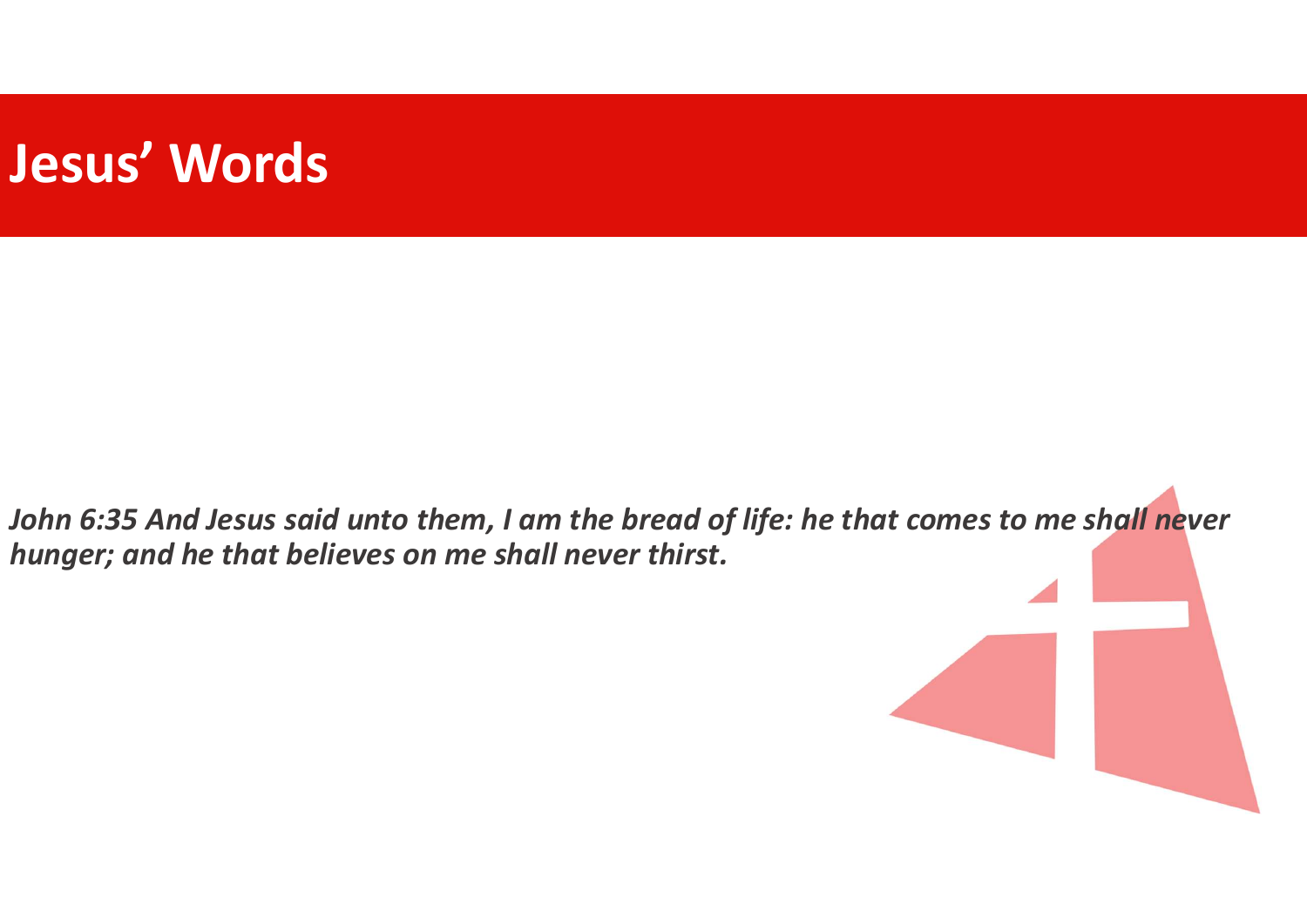# Jesus' Words

***John 6:35 And Jesus said unto them, I am the bread of life: he that comes to me shall never hunger; and he that believes on me shall never thirst.***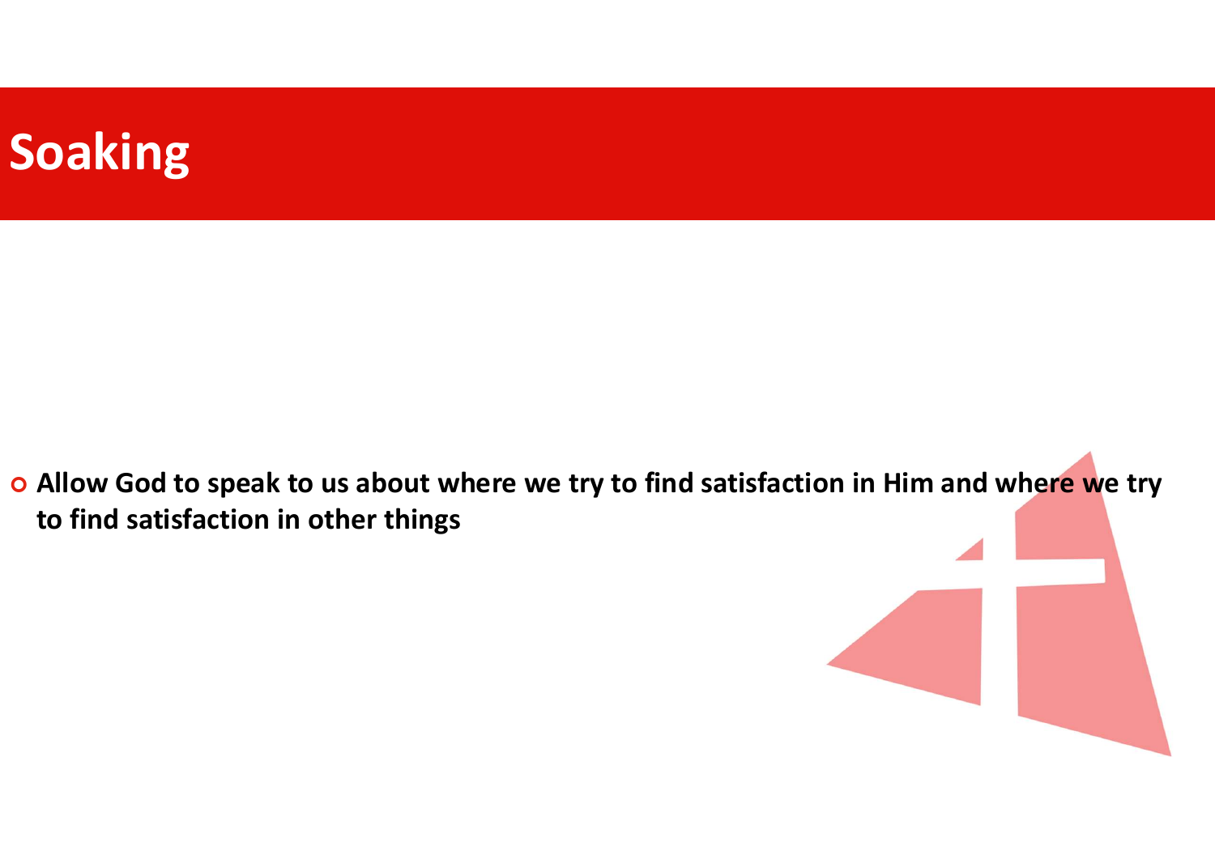# Soaking

- **Allow God to speak to us about where we try to find satisfaction in Him and where we try to find satisfaction in other things**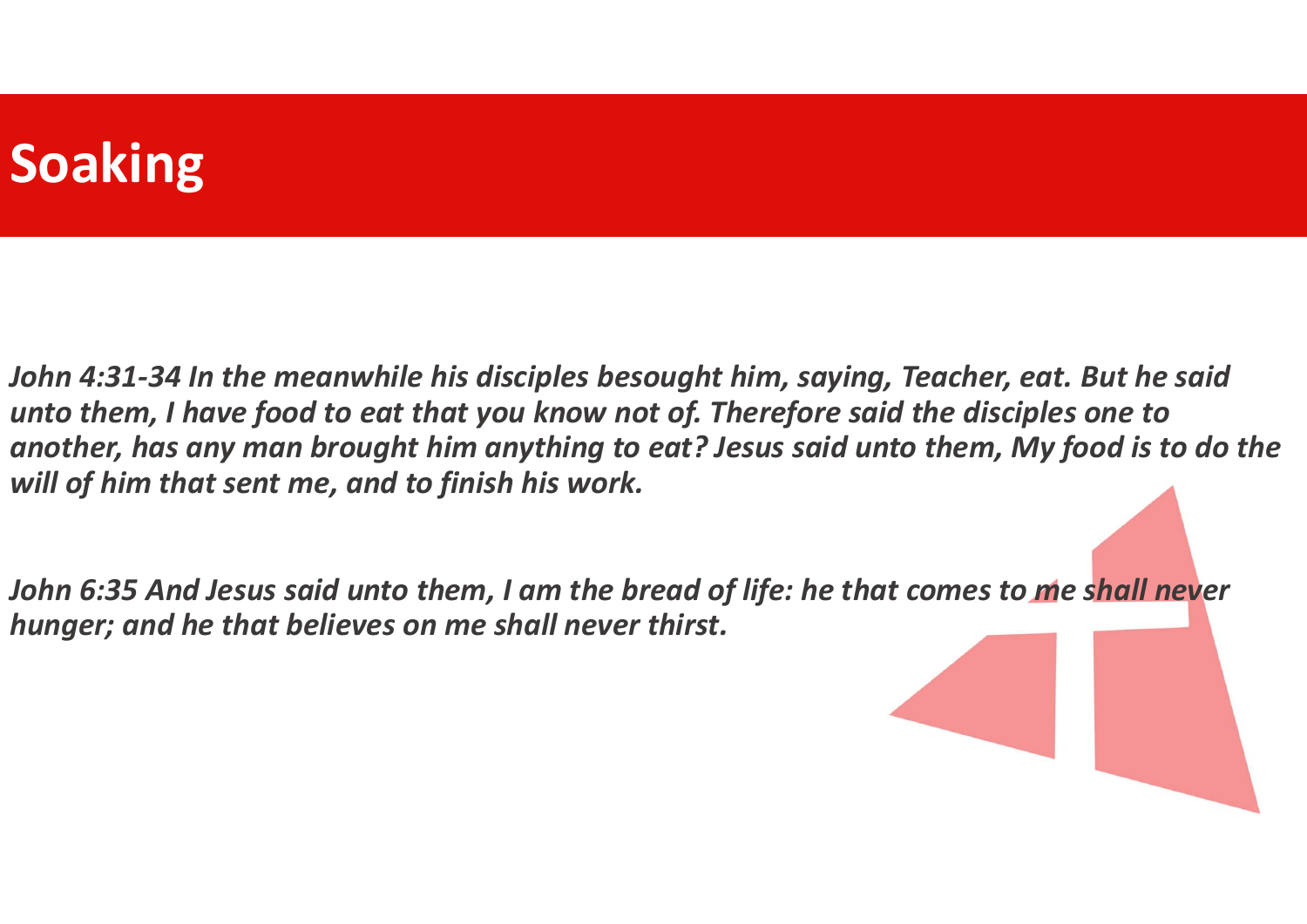# Soaking

***John 4:31-34 In the meanwhile his disciples besought him, saying, Teacher, eat. But he said unto them, I have food to eat that you know not of. Therefore said the disciples one to another, has any man brought him anything to eat? Jesus said unto them, My food is to do the will of him that sent me, and to finish his work.***

***John 6:35 And Jesus said unto them, I am the bread of life: he that comes to me shall never hunger; and he that believes on me shall never thirst.***